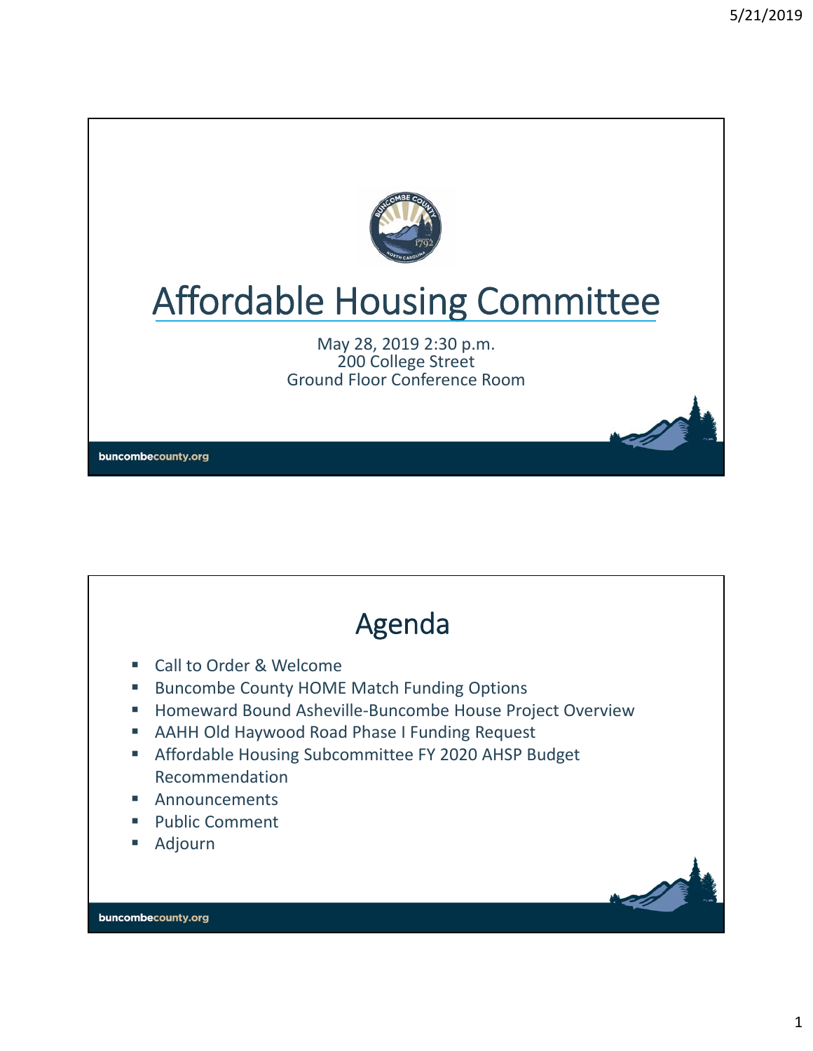# Affordable Housing Committee

May 28, 2019 2:30 p.m.
200 College Street
Ground Floor Conference Room

buncombecounty.org

## Agenda

- Call to Order & Welcome
- Buncombe County HOME Match Funding Options
- Homeward Bound Asheville-Buncombe House Project Overview
- AAHH Old Haywood Road Phase I Funding Request
- Affordable Housing Subcommittee FY 2020 AHSP Budget Recommendation
- Announcements
- Public Comment
- Adjourn

buncombecounty.org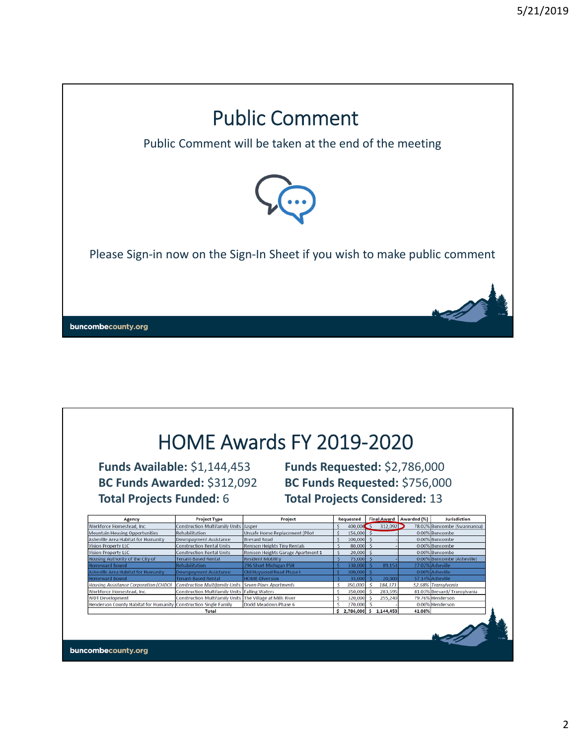# Public Comment

Public Comment will be taken at the end of the meeting

Please Sign-in now on the Sign-In Sheet if you wish to make public comment

# HOME Awards FY 2019-2020

**Funds Available:** $1,144,453

**BC Funds Awarded:** $312,092

**Total Projects Funded:** 6

**Funds Requested:** $2,786,000

**BC Funds Requested:** $756,000

**Total Projects Considered:** 13

| Agency | Project Type | Project | Requested | Final Award | Awarded (%) | Jurisdiction |
|---|---|---|---|---|---|---|
| Workforce Homestead, Inc. | Construction Multifamily Units | Jasper | $ 400,000 | $ 312,092 | 78.02% | Buncombe (Swannanoa) |
| Mountain Housing Opportunities | Rehabilitation | Unsafe Home Replacement (Pilot | $ 156,000 | $ - | 0.00% | Buncombe |
| Asheville Area Habitat for Humanity | Downpayment Assistance | Brevard Road | $ 100,000 | $ - | 0.00% | Buncombe |
| Vision Property LLC | Construction Rental Units | Renison Heights Tiny Rentals | $ 80,000 | $ - | 0.00% | Buncombe |
| Vision Property LLC | Construction Rental Units | Renison Heights Garage Apartment 1 | $ 20,000 | $ - | 0.00% | Buncombe |
| Housing Authority of the City of | Tenant-Based Rental | Resident Mobility | $ 75,000 | $ - | 0.00% | Buncombe (Asheville) |
| Homeward Bound | Rehabilitation | 296 Short Michigan PSH | $ 330,000 | $ 89,153 | 27.02% | Asheville |
| Asheville Area Habitat for Humanity | Downpayment Assistance | Old Haywood Road Phase I | $ 300,000 | $ - | 0.00% | Asheville |
| Homeward Bound | Tenant-Based Rental | HOME-Diversion | $ 35,000 | $ 20,000 | 57.14% | Asheville |
| *Housing Assistance Corporation (CHDO)* | *Construction Multifamily Units* | *Seven Pines Apartments* | *$ 350,000* | *$ 184,373* | *52.68%* | *Transylvania* |
| Workforce Homestead, Inc. | Construction Multifamily Units | Falling Waters | $ 350,000 | $ 283,595 | 81.03% | Brevard/ Transylvania |
| WDT Development | Construction Multifamily Units | The Village at Mills River | $ 320,000 | $ 255,240 | 79.76% | Henderson |
| Henderson County Habitat for Humanity | Construction Single Family | Dodd Meadows Phase 6 | $ 270,000 | $ - | 0.00% | Henderson |
| | | **Total** | **$ 2,786,000** | **$ 1,144,453** | **41.08%** | |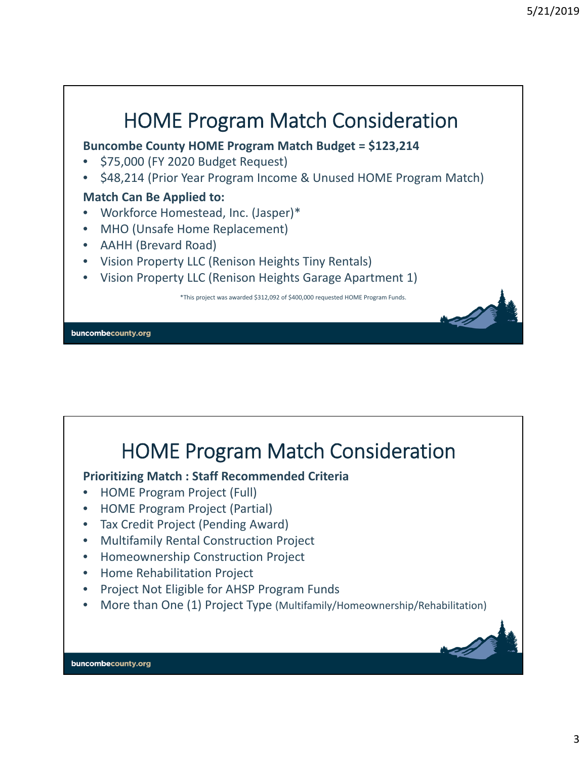# HOME Program Match Consideration

**Buncombe County HOME Program Match Budget = $123,214**

- $75,000 (FY 2020 Budget Request)
- $48,214 (Prior Year Program Income & Unused HOME Program Match)

**Match Can Be Applied to:**

- Workforce Homestead, Inc. (Jasper)*
- MHO (Unsafe Home Replacement)
- AAHH (Brevard Road)
- Vision Property LLC (Renison Heights Tiny Rentals)
- Vision Property LLC (Renison Heights Garage Apartment 1)

*This project was awarded $312,092 of $400,000 requested HOME Program Funds.

# HOME Program Match Consideration

**Prioritizing Match : Staff Recommended Criteria**

- HOME Program Project (Full)
- HOME Program Project (Partial)
- Tax Credit Project (Pending Award)
- Multifamily Rental Construction Project
- Homeownership Construction Project
- Home Rehabilitation Project
- Project Not Eligible for AHSP Program Funds
- More than One (1) Project Type (Multifamily/Homeownership/Rehabilitation)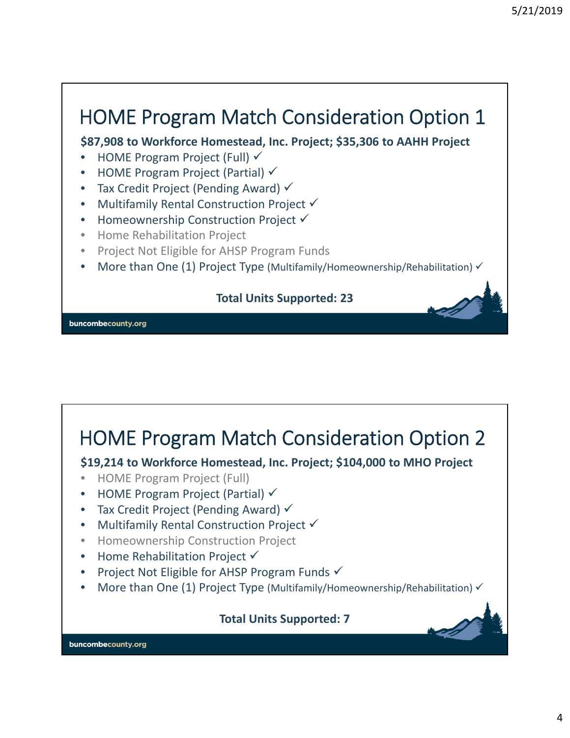# HOME Program Match Consideration Option 1

**$87,908 to Workforce Homestead, Inc. Project; $35,306 to AAHH Project**

- HOME Program Project (Full) ✓
- HOME Program Project (Partial) ✓
- Tax Credit Project (Pending Award) ✓
- Multifamily Rental Construction Project ✓
- Homeownership Construction Project ✓
- Home Rehabilitation Project
- Project Not Eligible for AHSP Program Funds
- More than One (1) Project Type (Multifamily/Homeownership/Rehabilitation) ✓

**Total Units Supported: 23**

buncombecounty.org

# HOME Program Match Consideration Option 2

**$19,214 to Workforce Homestead, Inc. Project; $104,000 to MHO Project**

- HOME Program Project (Full)
- HOME Program Project (Partial) ✓
- Tax Credit Project (Pending Award) ✓
- Multifamily Rental Construction Project ✓
- Homeownership Construction Project
- Home Rehabilitation Project ✓
- Project Not Eligible for AHSP Program Funds ✓
- More than One (1) Project Type (Multifamily/Homeownership/Rehabilitation) ✓

**Total Units Supported: 7**

buncombecounty.org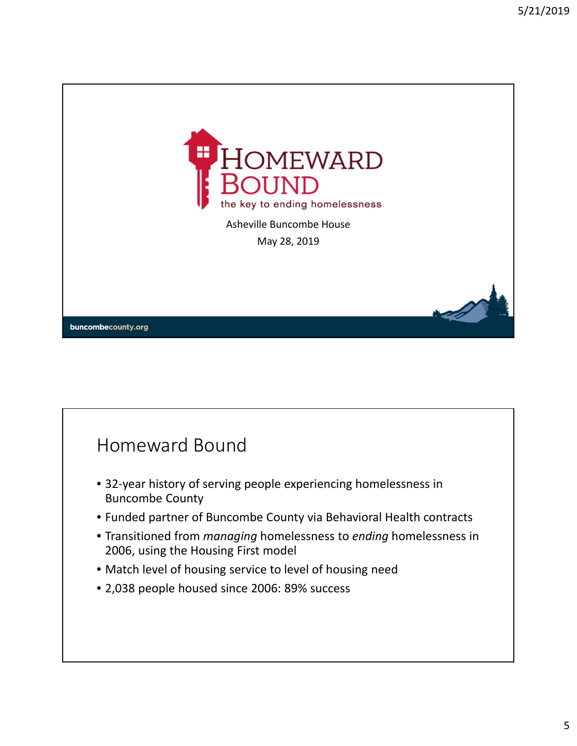# HOMEWARD BOUND

the key to ending homelessness

Asheville Buncombe House

May 28, 2019

buncombecounty.org

## Homeward Bound

- 32-year history of serving people experiencing homelessness in Buncombe County
- Funded partner of Buncombe County via Behavioral Health contracts
- Transitioned from *managing* homelessness to *ending* homelessness in 2006, using the Housing First model
- Match level of housing service to level of housing need
- 2,038 people housed since 2006: 89% success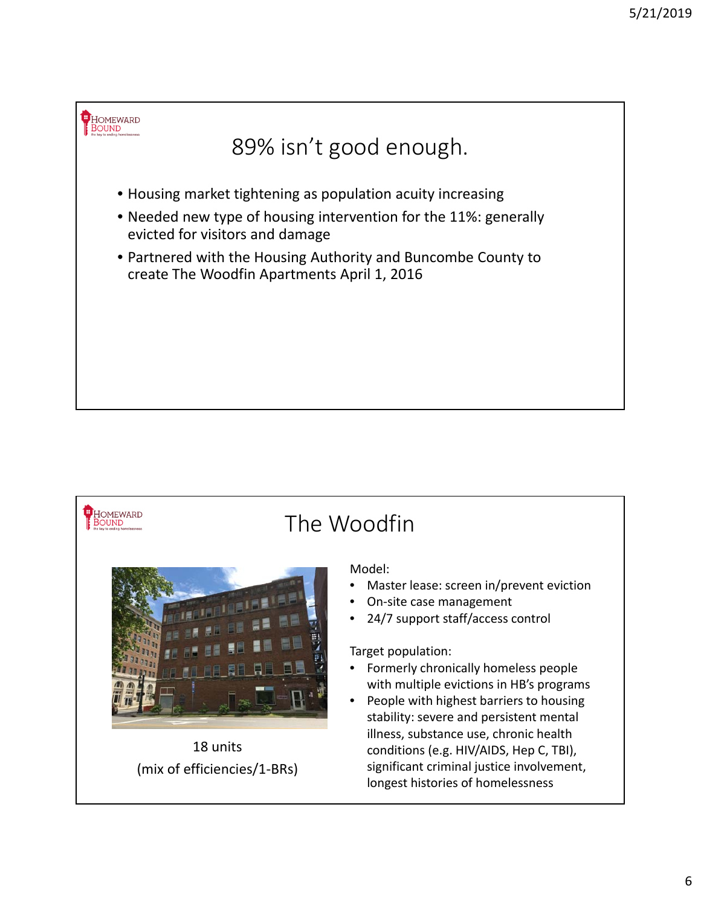## 89% isn't good enough.

- Housing market tightening as population acuity increasing
- Needed new type of housing intervention for the 11%: generally evicted for visitors and damage
- Partnered with the Housing Authority and Buncombe County to create The Woodfin Apartments April 1, 2016

## The Woodfin

18 units
(mix of efficiencies/1-BRs)

Model:

- Master lease: screen in/prevent eviction
- On-site case management
- 24/7 support staff/access control

Target population:

- Formerly chronically homeless people with multiple evictions in HB's programs
- People with highest barriers to housing stability: severe and persistent mental illness, substance use, chronic health conditions (e.g. HIV/AIDS, Hep C, TBI), significant criminal justice involvement, longest histories of homelessness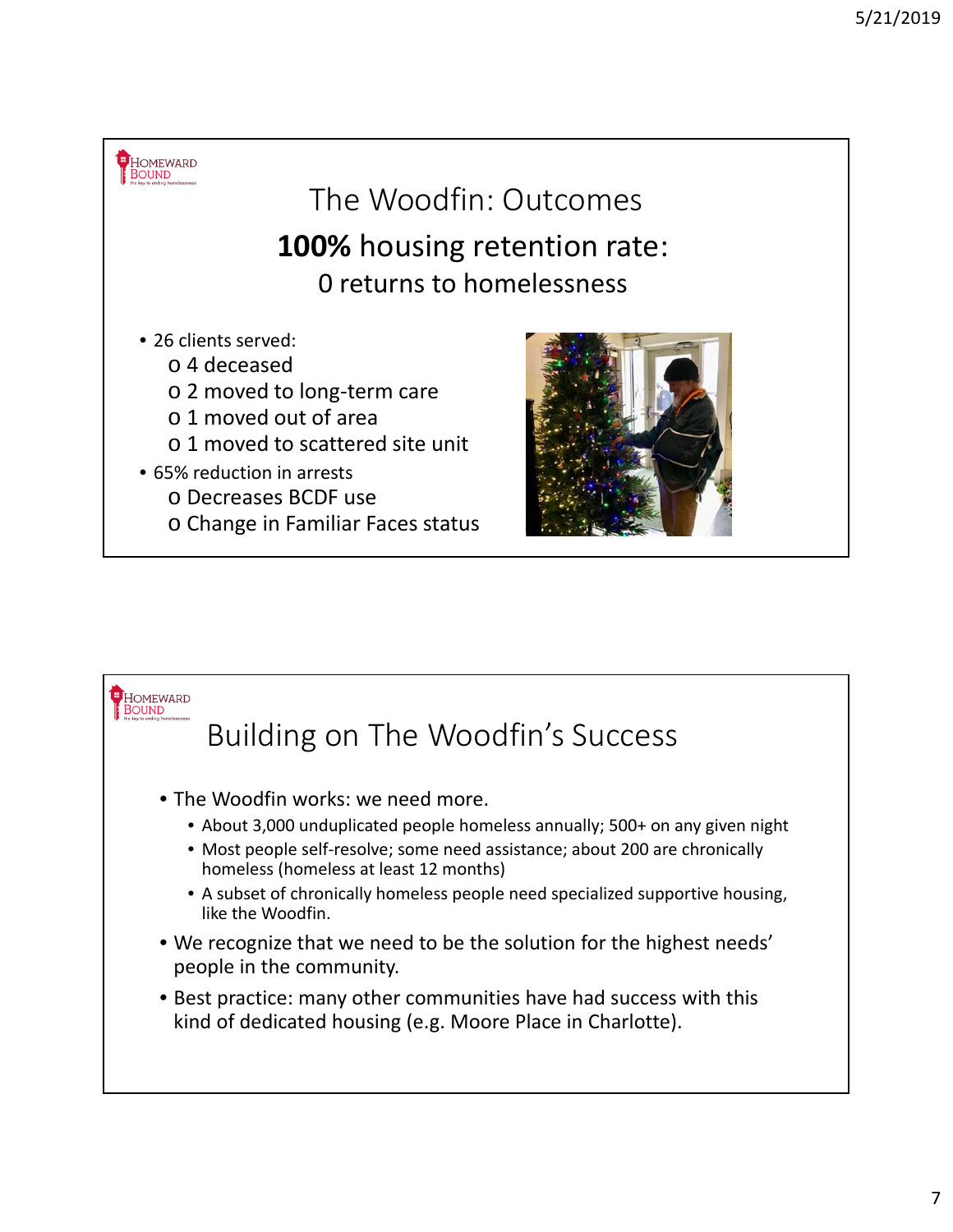## The Woodfin: Outcomes

**100%** housing retention rate:

0 returns to homelessness

- 26 clients served:
  - 4 deceased
  - 2 moved to long-term care
  - 1 moved out of area
  - 1 moved to scattered site unit
- 65% reduction in arrests
  - Decreases BCDF use
  - Change in Familiar Faces status

## Building on The Woodfin's Success

- The Woodfin works: we need more.
  - About 3,000 unduplicated people homeless annually; 500+ on any given night
  - Most people self-resolve; some need assistance; about 200 are chronically homeless (homeless at least 12 months)
  - A subset of chronically homeless people need specialized supportive housing, like the Woodfin.
- We recognize that we need to be the solution for the highest needs' people in the community.
- Best practice: many other communities have had success with this kind of dedicated housing (e.g. Moore Place in Charlotte).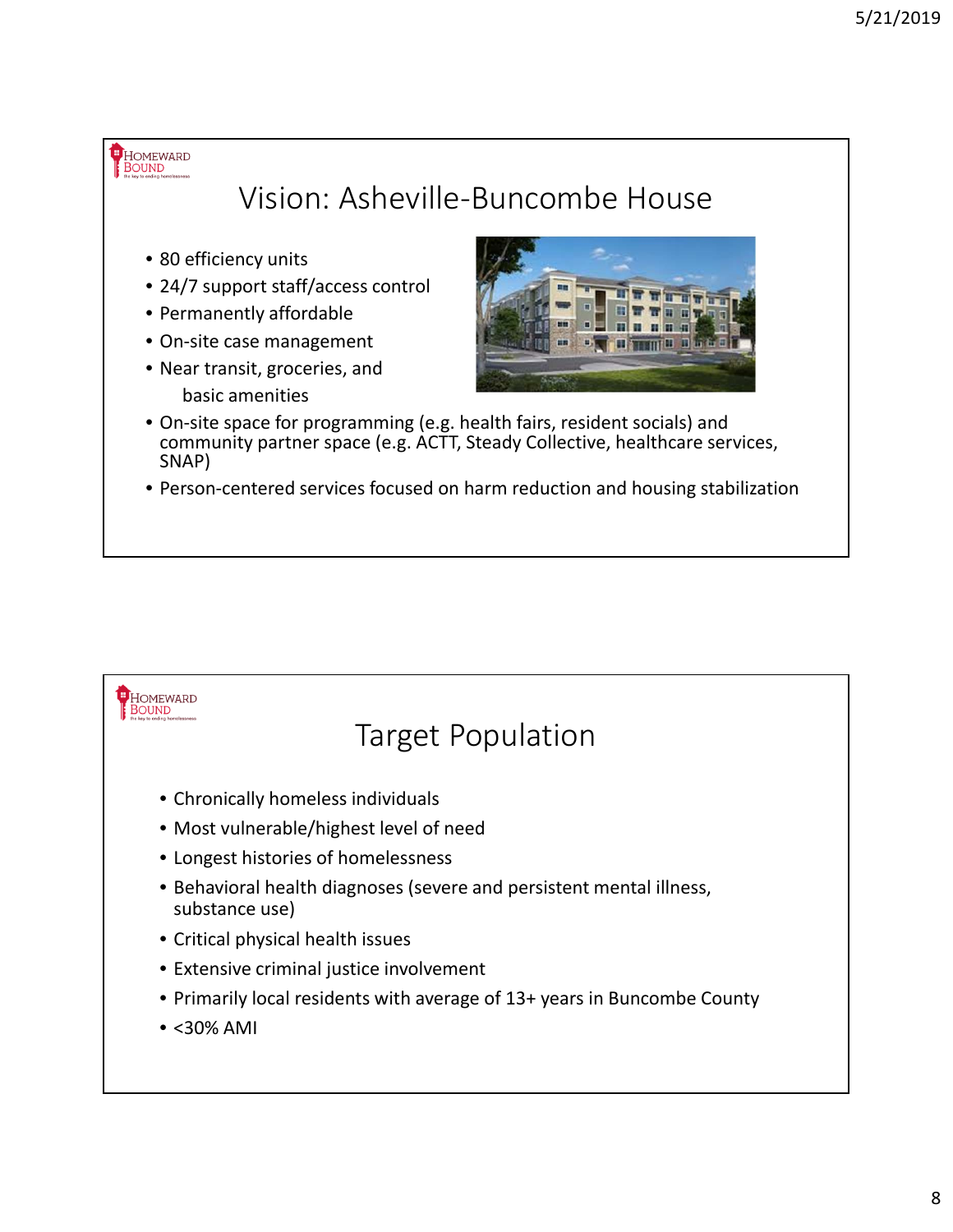# Vision: Asheville-Buncombe House

- 80 efficiency units
- 24/7 support staff/access control
- Permanently affordable
- On-site case management
- Near transit, groceries, and basic amenities
- On-site space for programming (e.g. health fairs, resident socials) and community partner space (e.g. ACTT, Steady Collective, healthcare services, SNAP)
- Person-centered services focused on harm reduction and housing stabilization

# Target Population

- Chronically homeless individuals
- Most vulnerable/highest level of need
- Longest histories of homelessness
- Behavioral health diagnoses (severe and persistent mental illness, substance use)
- Critical physical health issues
- Extensive criminal justice involvement
- Primarily local residents with average of 13+ years in Buncombe County
- <30% AMI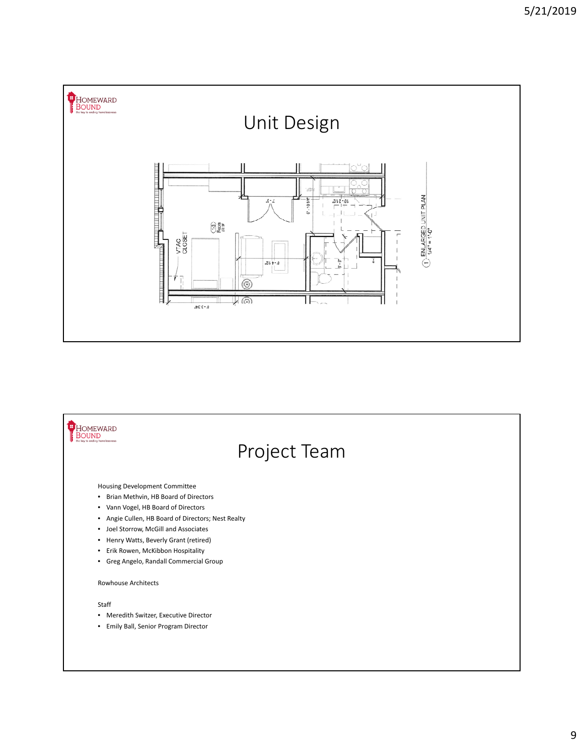# Unit Design

# Project Team

Housing Development Committee

- Brian Methvin, HB Board of Directors
- Vann Vogel, HB Board of Directors
- Angie Cullen, HB Board of Directors; Nest Realty
- Joel Storrow, McGill and Associates
- Henry Watts, Beverly Grant (retired)
- Erik Rowen, McKibbon Hospitality
- Greg Angelo, Randall Commercial Group

Rowhouse Architects

Staff

- Meredith Switzer, Executive Director
- Emily Ball, Senior Program Director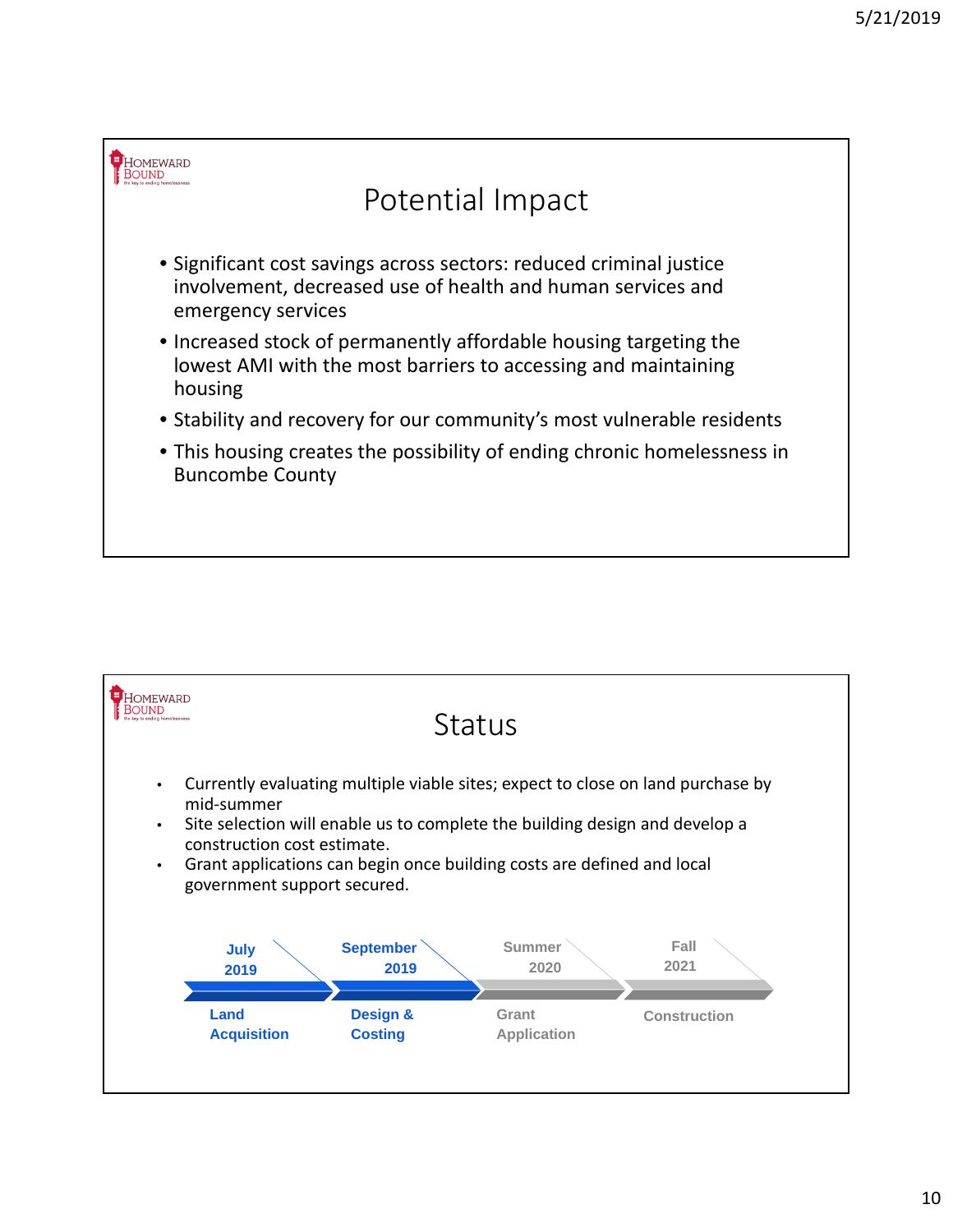## Potential Impact

- Significant cost savings across sectors: reduced criminal justice involvement, decreased use of health and human services and emergency services
- Increased stock of permanently affordable housing targeting the lowest AMI with the most barriers to accessing and maintaining housing
- Stability and recovery for our community's most vulnerable residents
- This housing creates the possibility of ending chronic homelessness in Buncombe County

## Status

- Currently evaluating multiple viable sites; expect to close on land purchase by mid-summer
- Site selection will enable us to complete the building design and develop a construction cost estimate.
- Grant applications can begin once building costs are defined and local government support secured.

| July 2019 | September 2019 | Summer 2020 | Fall 2021 |
|---|---|---|---|
| Land Acquisition | Design & Costing | Grant Application | Construction |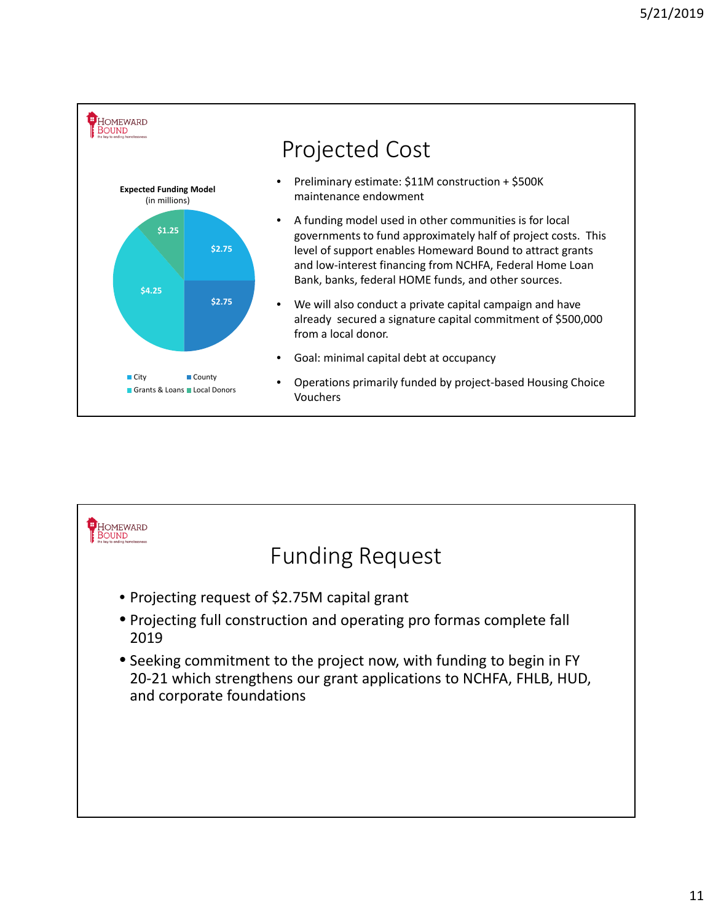## Projected Cost

**Expected Funding Model**
(in millions)

| Source | Amount |
|---|---|
| City | $2.75 |
| County | $2.75 |
| Grants & Loans | $4.25 |
| Local Donors | $1.25 |

- Preliminary estimate: $11M construction + $500K maintenance endowment
- A funding model used in other communities is for local governments to fund approximately half of project costs. This level of support enables Homeward Bound to attract grants and low-interest financing from NCHFA, Federal Home Loan Bank, banks, federal HOME funds, and other sources.
- We will also conduct a private capital campaign and have already secured a signature capital commitment of $500,000 from a local donor.
- Goal: minimal capital debt at occupancy
- Operations primarily funded by project-based Housing Choice Vouchers

## Funding Request

- Projecting request of $2.75M capital grant
- Projecting full construction and operating pro formas complete fall 2019
- Seeking commitment to the project now, with funding to begin in FY 20-21 which strengthens our grant applications to NCHFA, FHLB, HUD, and corporate foundations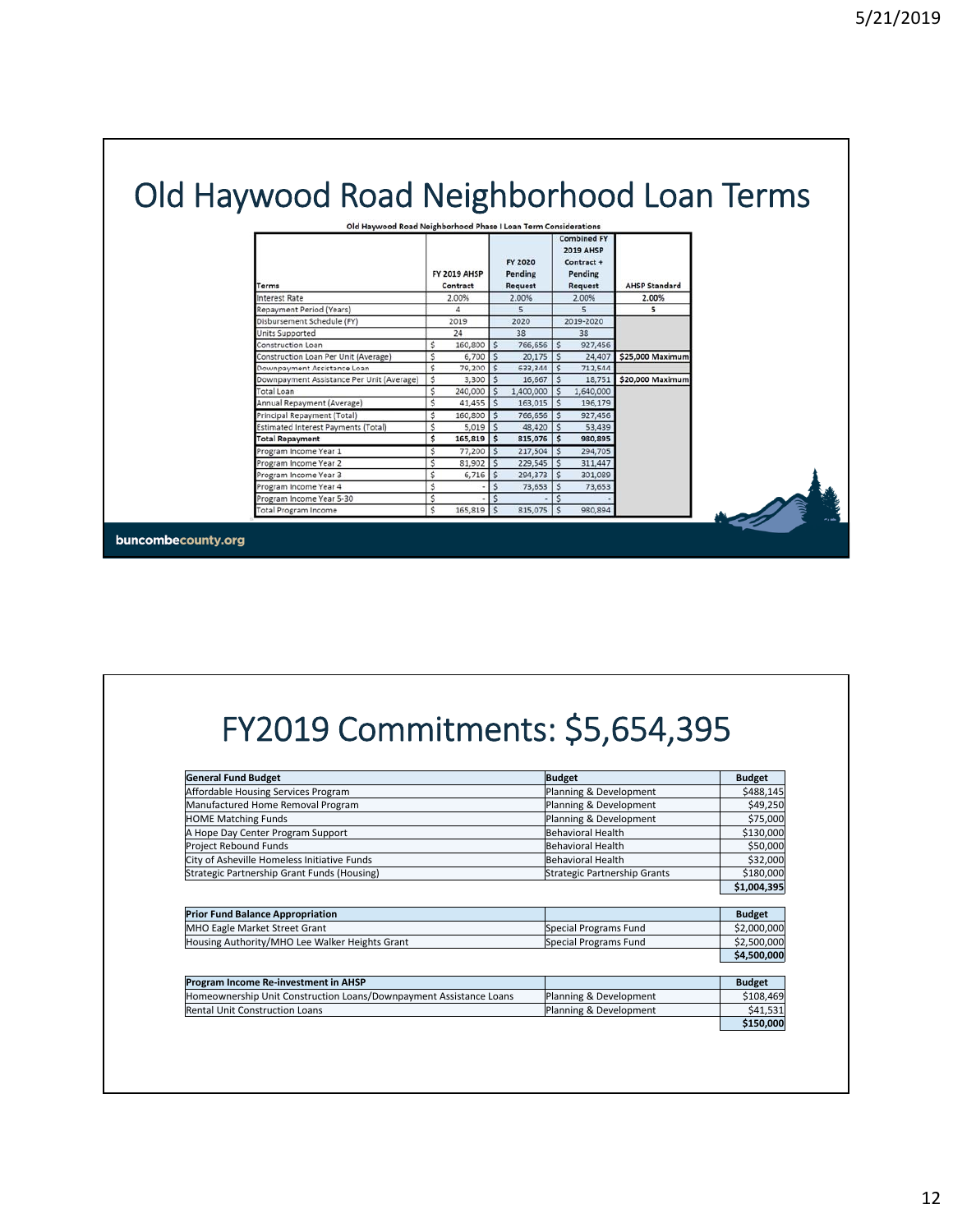# Old Haywood Road Neighborhood Loan Terms

**Old Haywood Road Neighborhood Phase I Loan Term Considerations**

| Terms | FY 2019 AHSP Contract | FY 2020 Pending Request | Combined FY 2019 AHSP Contract + Pending Request | AHSP Standard |
|---|---|---|---|---|
| Interest Rate | 2.00% | 2.00% | 2.00% | **2.00%** |
| Repayment Period (Years) | 4 | 5 | 5 | **5** |
| Disbursement Schedule (FY) | 2019 | 2020 | 2019-2020 | |
| Units Supported | 24 | 38 | 38 | |
| Construction Loan | $ 160,800 | $ 766,656 | $ 927,456 | |
| Construction Loan Per Unit (Average) | $ 6,700 | $ 20,175 | $ 24,407 | **$25,000 Maximum** |
| Downpayment Assistance Loan | $ 79,200 | $ 633,344 | $ 712,544 | |
| Downpayment Assistance Per Unit (Average) | $ 3,300 | $ 16,667 | $ 18,751 | **$20,000 Maximum** |
| Total Loan | $ 240,000 | $ 1,400,000 | $ 1,640,000 | |
| Annual Repayment (Average) | $ 41,455 | $ 163,015 | $ 196,179 | |
| Principal Repayment (Total) | $ 160,800 | $ 766,656 | $ 927,456 | |
| Estimated Interest Payments (Total) | $ 5,019 | $ 48,420 | $ 53,439 | |
| **Total Repayment** | **$ 165,819** | **$ 815,076** | **$ 980,895** | |
| Program Income Year 1 | $ 77,200 | $ 217,504 | $ 294,705 | |
| Program Income Year 2 | $ 81,902 | $ 229,545 | $ 311,447 | |
| Program Income Year 3 | $ 6,716 | $ 294,373 | $ 301,089 | |
| Program Income Year 4 | $ - | $ 73,653 | $ 73,653 | |
| Program Income Year 5-30 | $ - | $ - | $ - | |
| Total Program Income | $ 165,819 | $ 815,075 | $ 980,894 | |

# FY2019 Commitments: $5,654,395

| General Fund Budget | Budget | Budget |
|---|---|---|
| Affordable Housing Services Program | Planning & Development | $488,145 |
| Manufactured Home Removal Program | Planning & Development | $49,250 |
| HOME Matching Funds | Planning & Development | $75,000 |
| A Hope Day Center Program Support | Behavioral Health | $130,000 |
| Project Rebound Funds | Behavioral Health | $50,000 |
| City of Asheville Homeless Initiative Funds | Behavioral Health | $32,000 |
| Strategic Partnership Grant Funds (Housing) | Strategic Partnership Grants | $180,000 |
| | | **$1,004,395** |

| Prior Fund Balance Appropriation | | Budget |
|---|---|---|
| MHO Eagle Market Street Grant | Special Programs Fund | $2,000,000 |
| Housing Authority/MHO Lee Walker Heights Grant | Special Programs Fund | $2,500,000 |
| | | **$4,500,000** |

| Program Income Re-investment in AHSP | | Budget |
|---|---|---|
| Homeownership Unit Construction Loans/Downpayment Assistance Loans | Planning & Development | $108,469 |
| Rental Unit Construction Loans | Planning & Development | $41,531 |
| | | **$150,000** |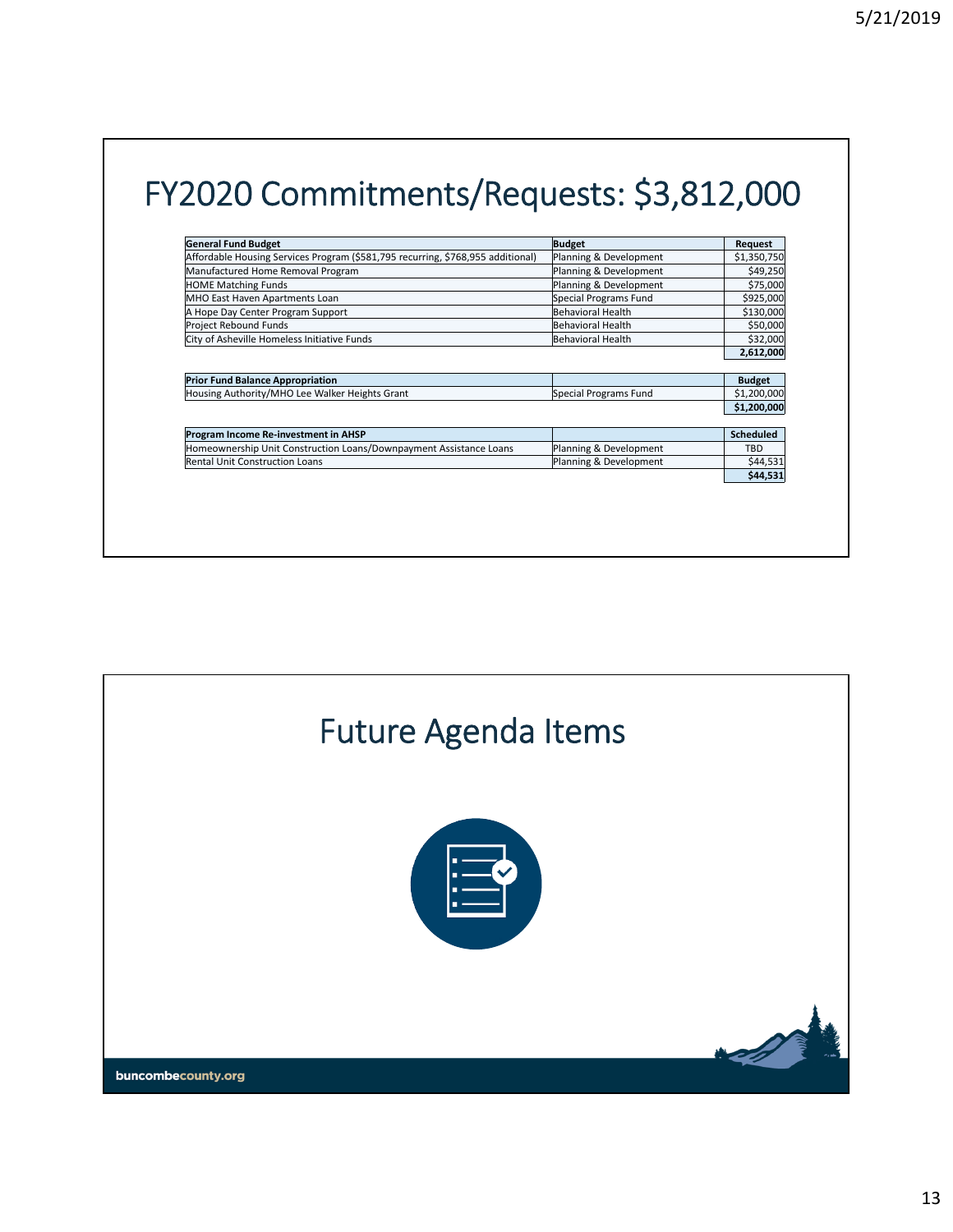# FY2020 Commitments/Requests: $3,812,000

| General Fund Budget | Budget | Request |
|---|---|---|
| Affordable Housing Services Program ($581,795 recurring, $768,955 additional) | Planning & Development | $1,350,750 |
| Manufactured Home Removal Program | Planning & Development | $49,250 |
| HOME Matching Funds | Planning & Development | $75,000 |
| MHO East Haven Apartments Loan | Special Programs Fund | $925,000 |
| A Hope Day Center Program Support | Behavioral Health | $130,000 |
| Project Rebound Funds | Behavioral Health | $50,000 |
| City of Asheville Homeless Initiative Funds | Behavioral Health | $32,000 |
| | | **2,612,000** |

| Prior Fund Balance Appropriation | | Budget |
|---|---|---|
| Housing Authority/MHO Lee Walker Heights Grant | Special Programs Fund | $1,200,000 |
| | | **$1,200,000** |

| Program Income Re-investment in AHSP | | Scheduled |
|---|---|---|
| Homeownership Unit Construction Loans/Downpayment Assistance Loans | Planning & Development | TBD |
| Rental Unit Construction Loans | Planning & Development | $44,531 |
| | | **$44,531** |

# Future Agenda Items

buncombecounty.org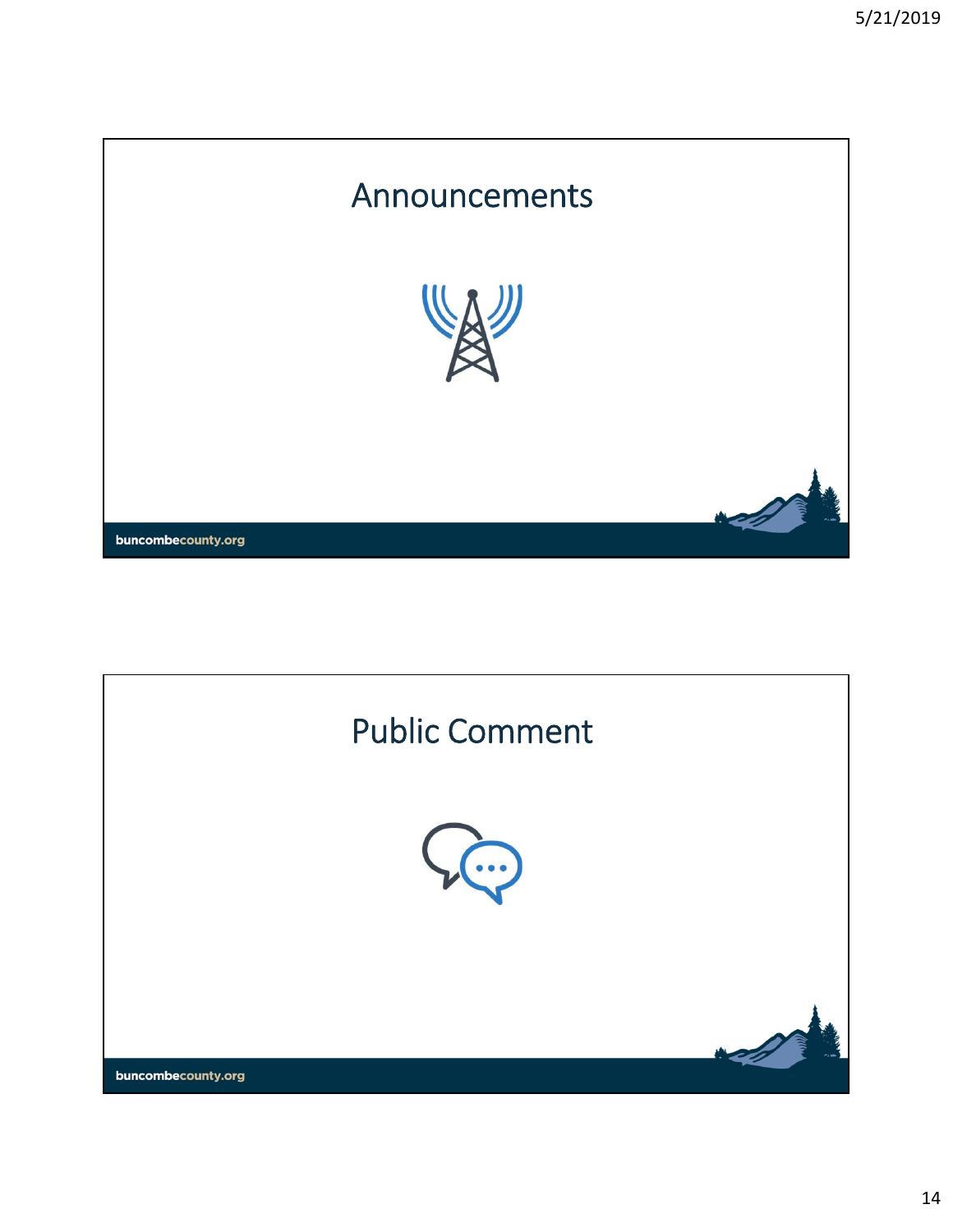# Announcements

buncombecounty.org

# Public Comment

buncombecounty.org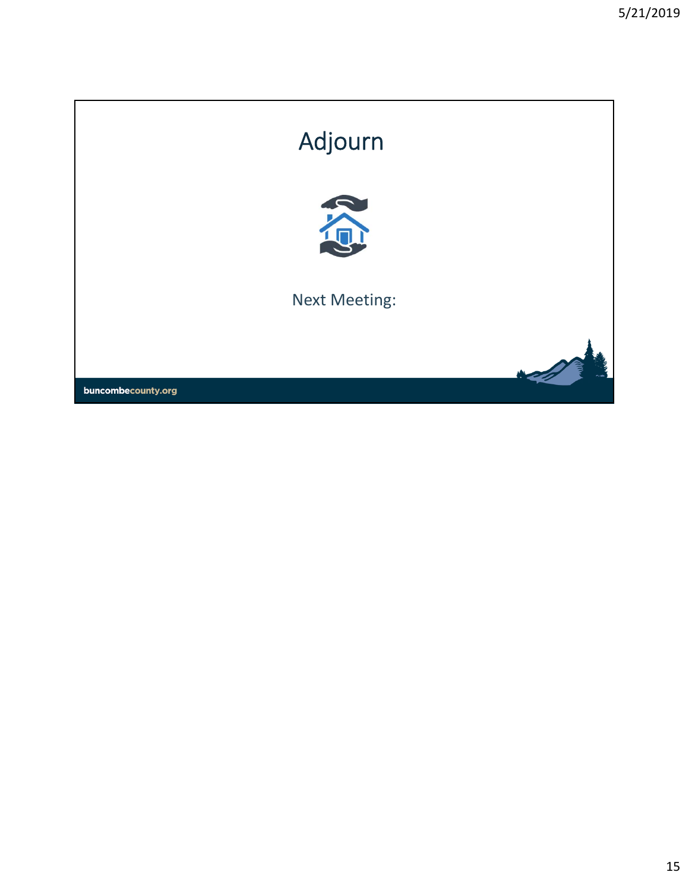# Adjourn

Next Meeting:

buncombecounty.org